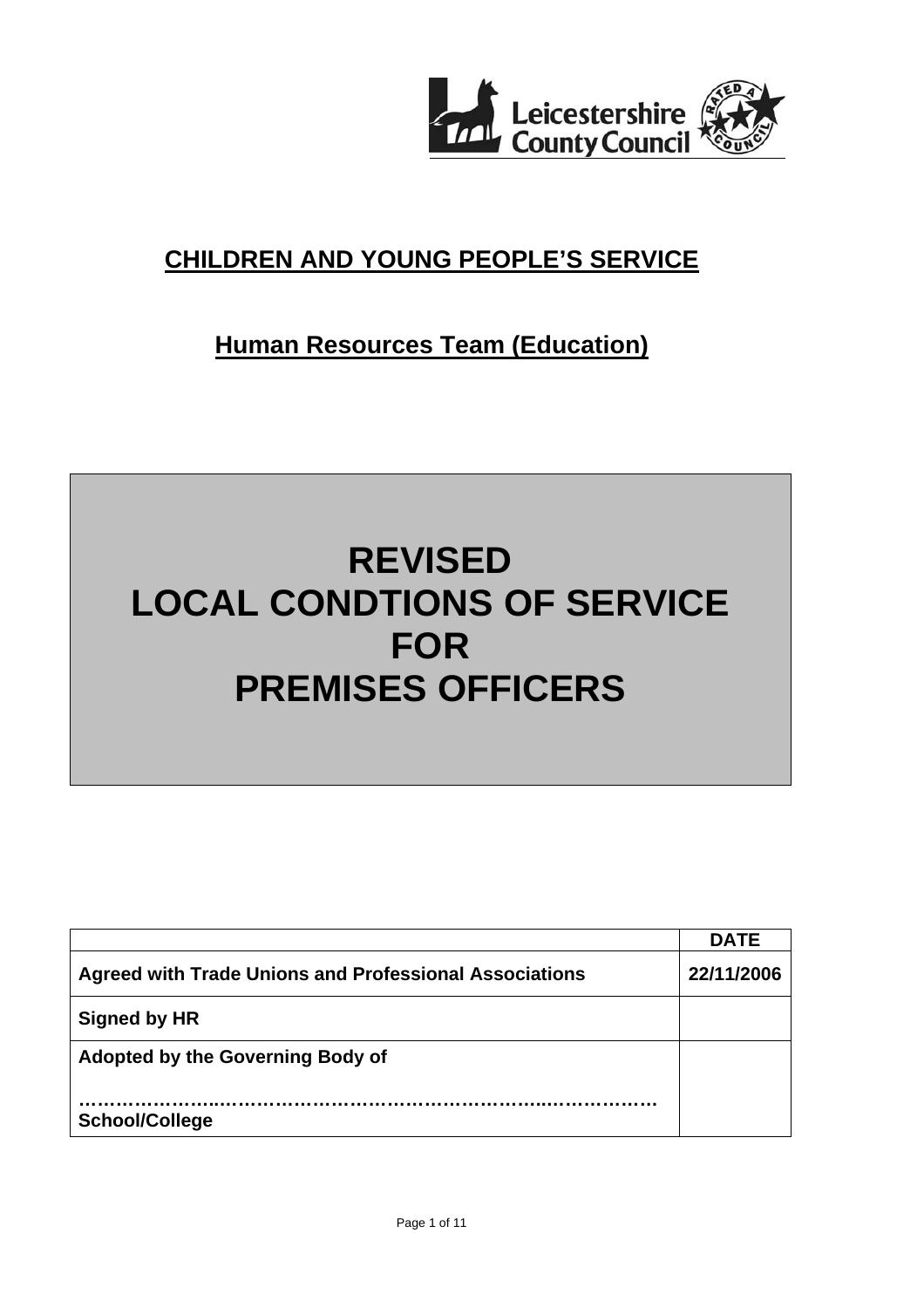Leicestershire County Council

**CHILDREN AND YOUNG PEOPLE'S SERVICE**

**Human Resources Team (Education)**

# REVISED LOCAL CONDTIONS OF SERVICE FOR PREMISES OFFICERS

| | DATE |
|---|---|
| **Agreed with Trade Unions and Professional Associations** | **22/11/2006** |
| **Signed by HR** | |
| **Adopted by the Governing Body of** <br><br> **………………………………………………………………………** <br> **School/College** | |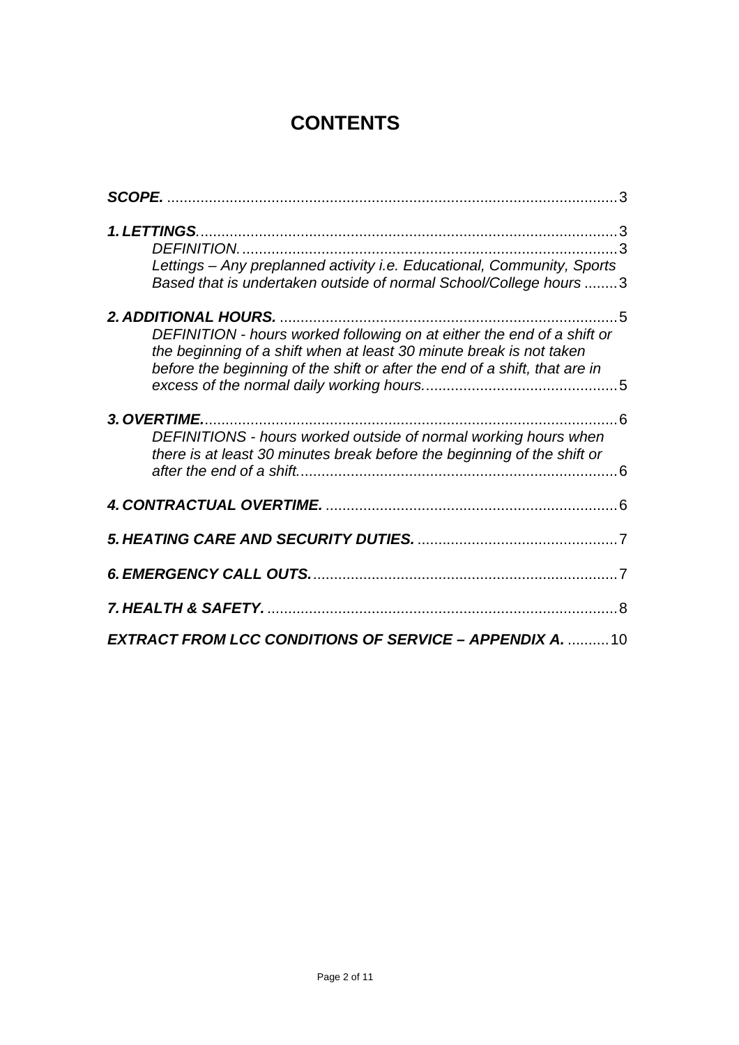# CONTENTS

***SCOPE.*** ....................................................................................................3

***1. LETTINGS***....................................................................................................3

*DEFINITION.*........................................................................................3

*Lettings – Any preplanned activity i.e. Educational, Community, Sports Based that is undertaken outside of normal School/College hours* ........3

***2. ADDITIONAL HOURS.*** ........................................................................5

*DEFINITION - hours worked following on at either the end of a shift or the beginning of a shift when at least 30 minute break is not taken before the beginning of the shift or after the end of a shift, that are in excess of the normal daily working hours.*..............................................5

***3. OVERTIME.***...................................................................................................6

*DEFINITIONS - hours worked outside of normal working hours when there is at least 30 minutes break before the beginning of the shift or after the end of a shift.*............................................................................6

***4. CONTRACTUAL OVERTIME.*** .......................................................................6

***5. HEATING CARE AND SECURITY DUTIES.*** ................................................7

***6. EMERGENCY CALL OUTS.***.........................................................................7

***7. HEALTH & SAFETY.*** ....................................................................................8

***EXTRACT FROM LCC CONDITIONS OF SERVICE – APPENDIX A.*** ..........10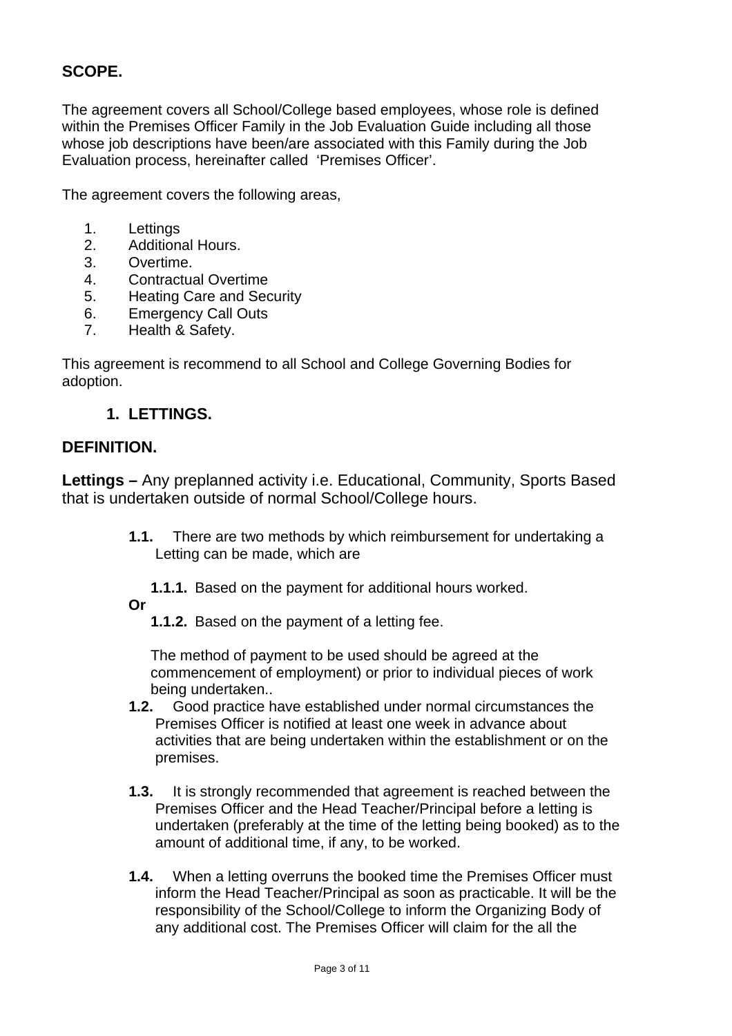## SCOPE.

The agreement covers all School/College based employees, whose role is defined within the Premises Officer Family in the Job Evaluation Guide including all those whose job descriptions have been/are associated with this Family during the Job Evaluation process, hereinafter called 'Premises Officer'.

The agreement covers the following areas,

1. Lettings
2. Additional Hours.
3. Overtime.
4. Contractual Overtime
5. Heating Care and Security
6. Emergency Call Outs
7. Health & Safety.

This agreement is recommend to all School and College Governing Bodies for adoption.

## 1. LETTINGS.

## DEFINITION.

**Lettings –** Any preplanned activity i.e. Educational, Community, Sports Based that is undertaken outside of normal School/College hours.

**1.1.** There are two methods by which reimbursement for undertaking a Letting can be made, which are

**1.1.1.** Based on the payment for additional hours worked.

**Or**

**1.1.2.** Based on the payment of a letting fee.

The method of payment to be used should be agreed at the commencement of employment) or prior to individual pieces of work being undertaken..

**1.2.** Good practice have established under normal circumstances the Premises Officer is notified at least one week in advance about activities that are being undertaken within the establishment or on the premises.

**1.3.** It is strongly recommended that agreement is reached between the Premises Officer and the Head Teacher/Principal before a letting is undertaken (preferably at the time of the letting being booked) as to the amount of additional time, if any, to be worked.

**1.4.** When a letting overruns the booked time the Premises Officer must inform the Head Teacher/Principal as soon as practicable. It will be the responsibility of the School/College to inform the Organizing Body of any additional cost. The Premises Officer will claim for the all the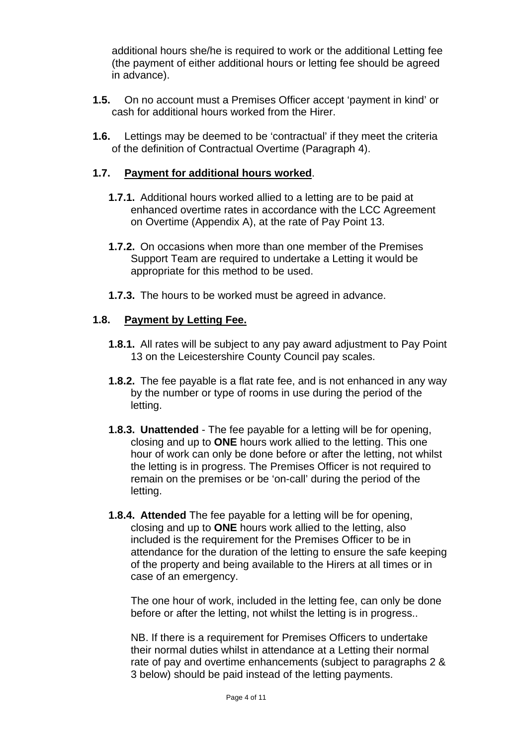additional hours she/he is required to work or the additional Letting fee (the payment of either additional hours or letting fee should be agreed in advance).

**1.5.** On no account must a Premises Officer accept 'payment in kind' or cash for additional hours worked from the Hirer.

**1.6.** Lettings may be deemed to be 'contractual' if they meet the criteria of the definition of Contractual Overtime (Paragraph 4).

**1.7. Payment for additional hours worked.**

**1.7.1.** Additional hours worked allied to a letting are to be paid at enhanced overtime rates in accordance with the LCC Agreement on Overtime (Appendix A), at the rate of Pay Point 13.

**1.7.2.** On occasions when more than one member of the Premises Support Team are required to undertake a Letting it would be appropriate for this method to be used.

**1.7.3.** The hours to be worked must be agreed in advance.

**1.8. Payment by Letting Fee.**

**1.8.1.** All rates will be subject to any pay award adjustment to Pay Point 13 on the Leicestershire County Council pay scales.

**1.8.2.** The fee payable is a flat rate fee, and is not enhanced in any way by the number or type of rooms in use during the period of the letting.

**1.8.3. Unattended** - The fee payable for a letting will be for opening, closing and up to **ONE** hours work allied to the letting. This one hour of work can only be done before or after the letting, not whilst the letting is in progress. The Premises Officer is not required to remain on the premises or be 'on-call' during the period of the letting.

**1.8.4. Attended** The fee payable for a letting will be for opening, closing and up to **ONE** hours work allied to the letting, also included is the requirement for the Premises Officer to be in attendance for the duration of the letting to ensure the safe keeping of the property and being available to the Hirers at all times or in case of an emergency.

The one hour of work, included in the letting fee, can only be done before or after the letting, not whilst the letting is in progress..

NB. If there is a requirement for Premises Officers to undertake their normal duties whilst in attendance at a Letting their normal rate of pay and overtime enhancements (subject to paragraphs 2 & 3 below) should be paid instead of the letting payments.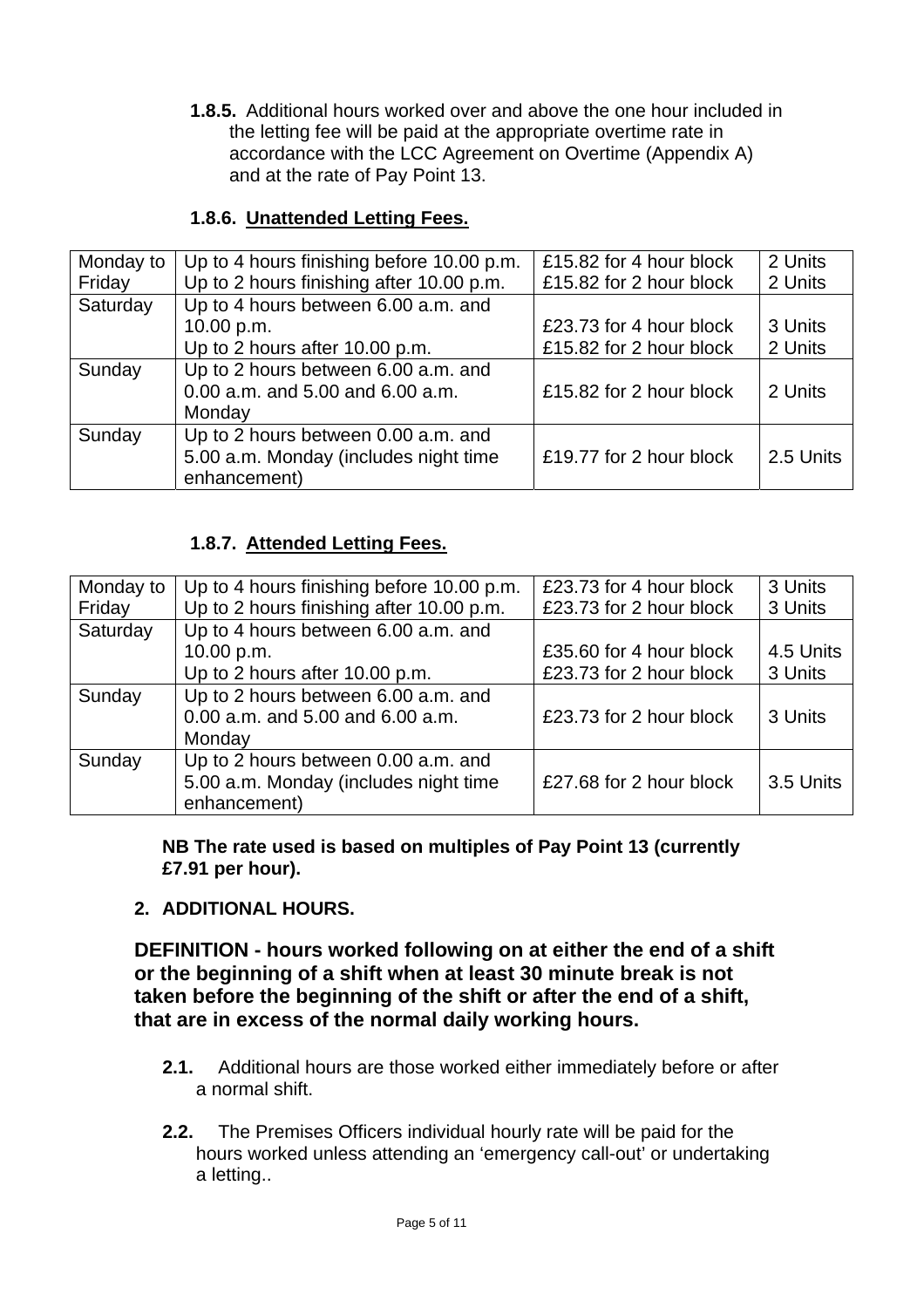**1.8.5.** Additional hours worked over and above the one hour included in the letting fee will be paid at the appropriate overtime rate in accordance with the LCC Agreement on Overtime (Appendix A) and at the rate of Pay Point 13.

**1.8.6. Unattended Letting Fees.**

| | | | |
|---|---|---|---|
| Monday to Friday | Up to 4 hours finishing before 10.00 p.m.<br>Up to 2 hours finishing after 10.00 p.m. | £15.82 for 4 hour block<br>£15.82 for 2 hour block | 2 Units<br>2 Units |
| Saturday | Up to 4 hours between 6.00 a.m. and 10.00 p.m.<br>Up to 2 hours after 10.00 p.m. | £23.73 for 4 hour block<br>£15.82 for 2 hour block | 3 Units<br>2 Units |
| Sunday | Up to 2 hours between 6.00 a.m. and 0.00 a.m. and 5.00 and 6.00 a.m. Monday | £15.82 for 2 hour block | 2 Units |
| Sunday | Up to 2 hours between 0.00 a.m. and 5.00 a.m. Monday (includes night time enhancement) | £19.77 for 2 hour block | 2.5 Units |

**1.8.7. Attended Letting Fees.**

| | | | |
|---|---|---|---|
| Monday to Friday | Up to 4 hours finishing before 10.00 p.m.<br>Up to 2 hours finishing after 10.00 p.m. | £23.73 for 4 hour block<br>£23.73 for 2 hour block | 3 Units<br>3 Units |
| Saturday | Up to 4 hours between 6.00 a.m. and 10.00 p.m.<br>Up to 2 hours after 10.00 p.m. | £35.60 for 4 hour block<br>£23.73 for 2 hour block | 4.5 Units<br>3 Units |
| Sunday | Up to 2 hours between 6.00 a.m. and 0.00 a.m. and 5.00 and 6.00 a.m. Monday | £23.73 for 2 hour block | 3 Units |
| Sunday | Up to 2 hours between 0.00 a.m. and 5.00 a.m. Monday (includes night time enhancement) | £27.68 for 2 hour block | 3.5 Units |

**NB The rate used is based on multiples of Pay Point 13 (currently £7.91 per hour).**

## 2. ADDITIONAL HOURS.

**DEFINITION - hours worked following on at either the end of a shift or the beginning of a shift when at least 30 minute break is not taken before the beginning of the shift or after the end of a shift, that are in excess of the normal daily working hours.**

**2.1.** Additional hours are those worked either immediately before or after a normal shift.

**2.2.** The Premises Officers individual hourly rate will be paid for the hours worked unless attending an 'emergency call-out' or undertaking a letting..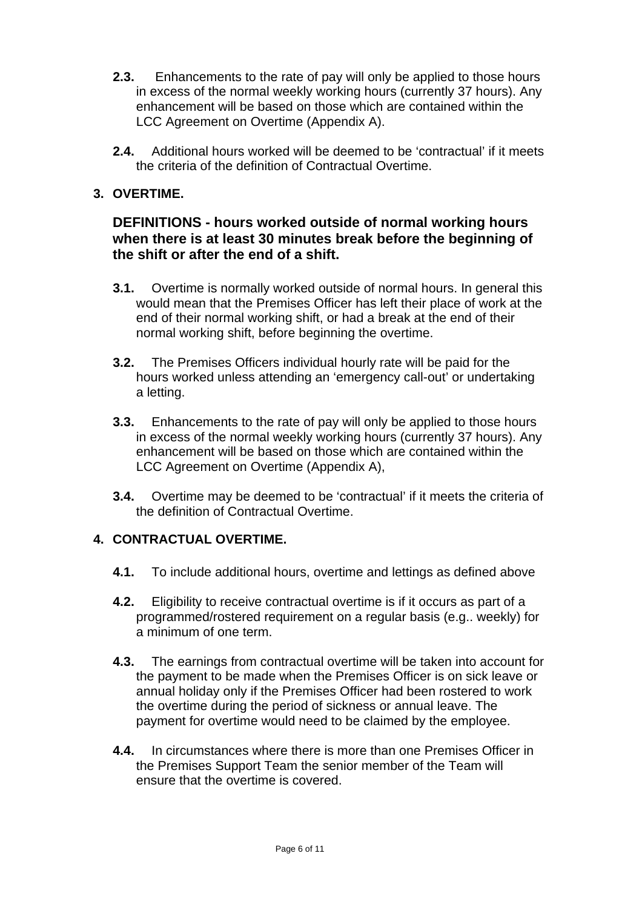**2.3.** Enhancements to the rate of pay will only be applied to those hours in excess of the normal weekly working hours (currently 37 hours). Any enhancement will be based on those which are contained within the LCC Agreement on Overtime (Appendix A).

**2.4.** Additional hours worked will be deemed to be 'contractual' if it meets the criteria of the definition of Contractual Overtime.

## 3. OVERTIME.

### DEFINITIONS - hours worked outside of normal working hours when there is at least 30 minutes break before the beginning of the shift or after the end of a shift.

**3.1.** Overtime is normally worked outside of normal hours. In general this would mean that the Premises Officer has left their place of work at the end of their normal working shift, or had a break at the end of their normal working shift, before beginning the overtime.

**3.2.** The Premises Officers individual hourly rate will be paid for the hours worked unless attending an 'emergency call-out' or undertaking a letting.

**3.3.** Enhancements to the rate of pay will only be applied to those hours in excess of the normal weekly working hours (currently 37 hours). Any enhancement will be based on those which are contained within the LCC Agreement on Overtime (Appendix A),

**3.4.** Overtime may be deemed to be 'contractual' if it meets the criteria of the definition of Contractual Overtime.

## 4. CONTRACTUAL OVERTIME.

**4.1.** To include additional hours, overtime and lettings as defined above

**4.2.** Eligibility to receive contractual overtime is if it occurs as part of a programmed/rostered requirement on a regular basis (e.g.. weekly) for a minimum of one term.

**4.3.** The earnings from contractual overtime will be taken into account for the payment to be made when the Premises Officer is on sick leave or annual holiday only if the Premises Officer had been rostered to work the overtime during the period of sickness or annual leave. The payment for overtime would need to be claimed by the employee.

**4.4.** In circumstances where there is more than one Premises Officer in the Premises Support Team the senior member of the Team will ensure that the overtime is covered.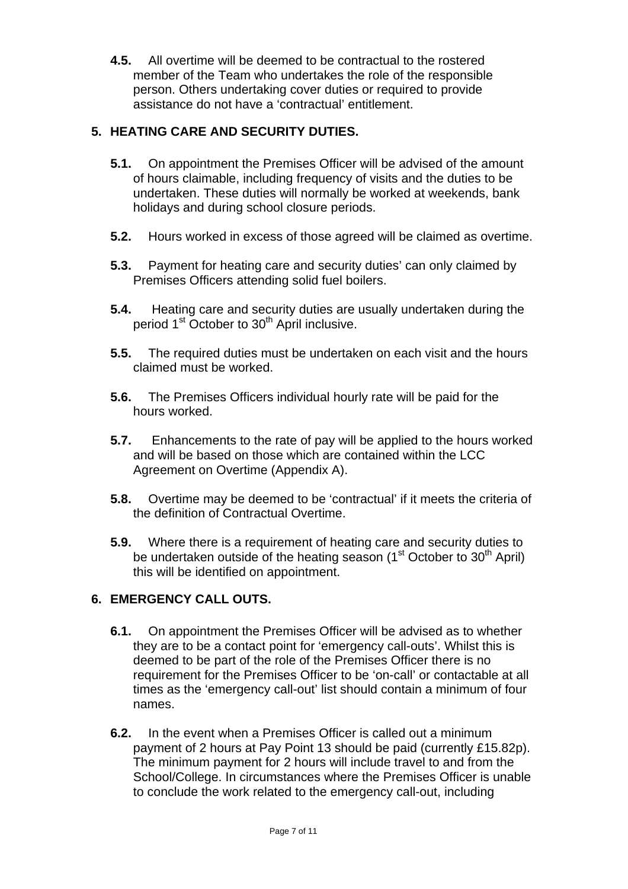**4.5.** All overtime will be deemed to be contractual to the rostered member of the Team who undertakes the role of the responsible person. Others undertaking cover duties or required to provide assistance do not have a 'contractual' entitlement.

## 5. HEATING CARE AND SECURITY DUTIES.

**5.1.** On appointment the Premises Officer will be advised of the amount of hours claimable, including frequency of visits and the duties to be undertaken. These duties will normally be worked at weekends, bank holidays and during school closure periods.

**5.2.** Hours worked in excess of those agreed will be claimed as overtime.

**5.3.** Payment for heating care and security duties' can only claimed by Premises Officers attending solid fuel boilers.

**5.4.** Heating care and security duties are usually undertaken during the period 1st October to 30th April inclusive.

**5.5.** The required duties must be undertaken on each visit and the hours claimed must be worked.

**5.6.** The Premises Officers individual hourly rate will be paid for the hours worked.

**5.7.** Enhancements to the rate of pay will be applied to the hours worked and will be based on those which are contained within the LCC Agreement on Overtime (Appendix A).

**5.8.** Overtime may be deemed to be 'contractual' if it meets the criteria of the definition of Contractual Overtime.

**5.9.** Where there is a requirement of heating care and security duties to be undertaken outside of the heating season (1st October to 30th April) this will be identified on appointment.

## 6. EMERGENCY CALL OUTS.

**6.1.** On appointment the Premises Officer will be advised as to whether they are to be a contact point for 'emergency call-outs'. Whilst this is deemed to be part of the role of the Premises Officer there is no requirement for the Premises Officer to be 'on-call' or contactable at all times as the 'emergency call-out' list should contain a minimum of four names.

**6.2.** In the event when a Premises Officer is called out a minimum payment of 2 hours at Pay Point 13 should be paid (currently £15.82p). The minimum payment for 2 hours will include travel to and from the School/College. In circumstances where the Premises Officer is unable to conclude the work related to the emergency call-out, including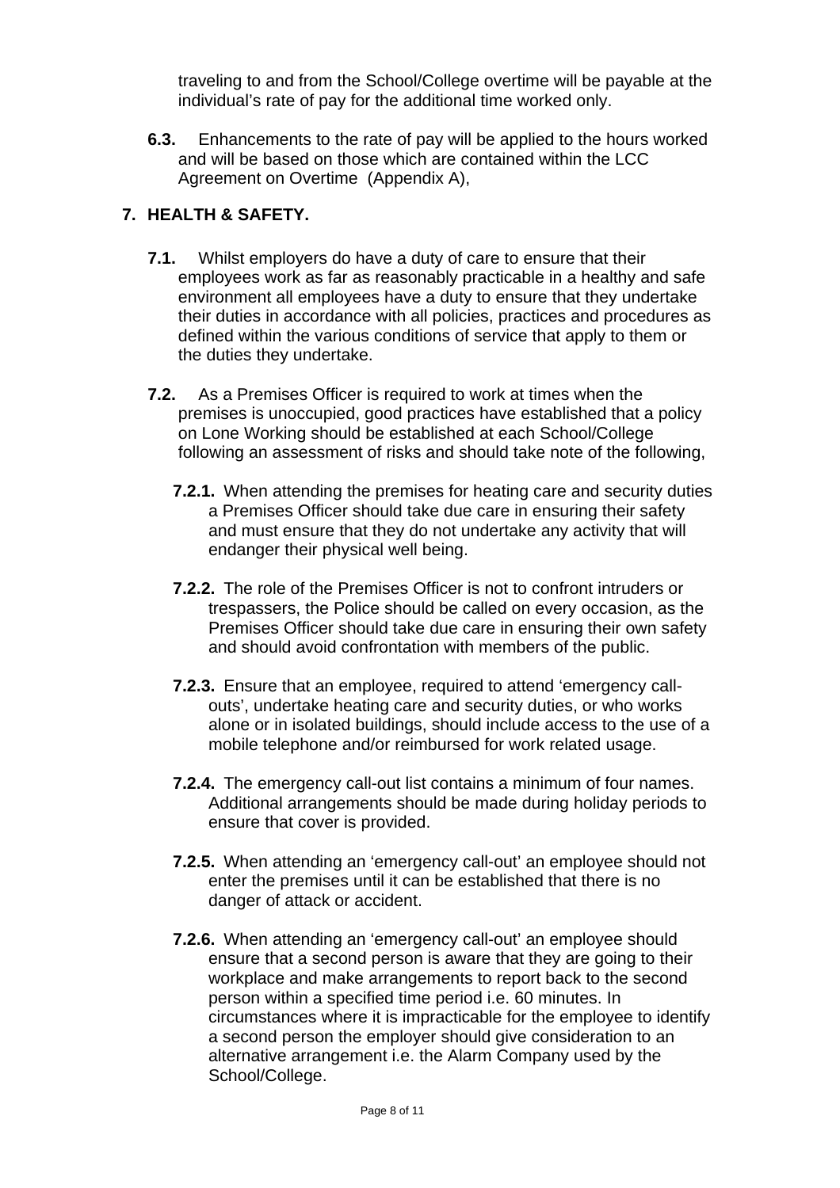traveling to and from the School/College overtime will be payable at the individual's rate of pay for the additional time worked only.

**6.3.** Enhancements to the rate of pay will be applied to the hours worked and will be based on those which are contained within the LCC Agreement on Overtime (Appendix A),

## 7. HEALTH & SAFETY.

**7.1.** Whilst employers do have a duty of care to ensure that their employees work as far as reasonably practicable in a healthy and safe environment all employees have a duty to ensure that they undertake their duties in accordance with all policies, practices and procedures as defined within the various conditions of service that apply to them or the duties they undertake.

**7.2.** As a Premises Officer is required to work at times when the premises is unoccupied, good practices have established that a policy on Lone Working should be established at each School/College following an assessment of risks and should take note of the following,

**7.2.1.** When attending the premises for heating care and security duties a Premises Officer should take due care in ensuring their safety and must ensure that they do not undertake any activity that will endanger their physical well being.

**7.2.2.** The role of the Premises Officer is not to confront intruders or trespassers, the Police should be called on every occasion, as the Premises Officer should take due care in ensuring their own safety and should avoid confrontation with members of the public.

**7.2.3.** Ensure that an employee, required to attend 'emergency call-outs', undertake heating care and security duties, or who works alone or in isolated buildings, should include access to the use of a mobile telephone and/or reimbursed for work related usage.

**7.2.4.** The emergency call-out list contains a minimum of four names. Additional arrangements should be made during holiday periods to ensure that cover is provided.

**7.2.5.** When attending an 'emergency call-out' an employee should not enter the premises until it can be established that there is no danger of attack or accident.

**7.2.6.** When attending an 'emergency call-out' an employee should ensure that a second person is aware that they are going to their workplace and make arrangements to report back to the second person within a specified time period i.e. 60 minutes. In circumstances where it is impracticable for the employee to identify a second person the employer should give consideration to an alternative arrangement i.e. the Alarm Company used by the School/College.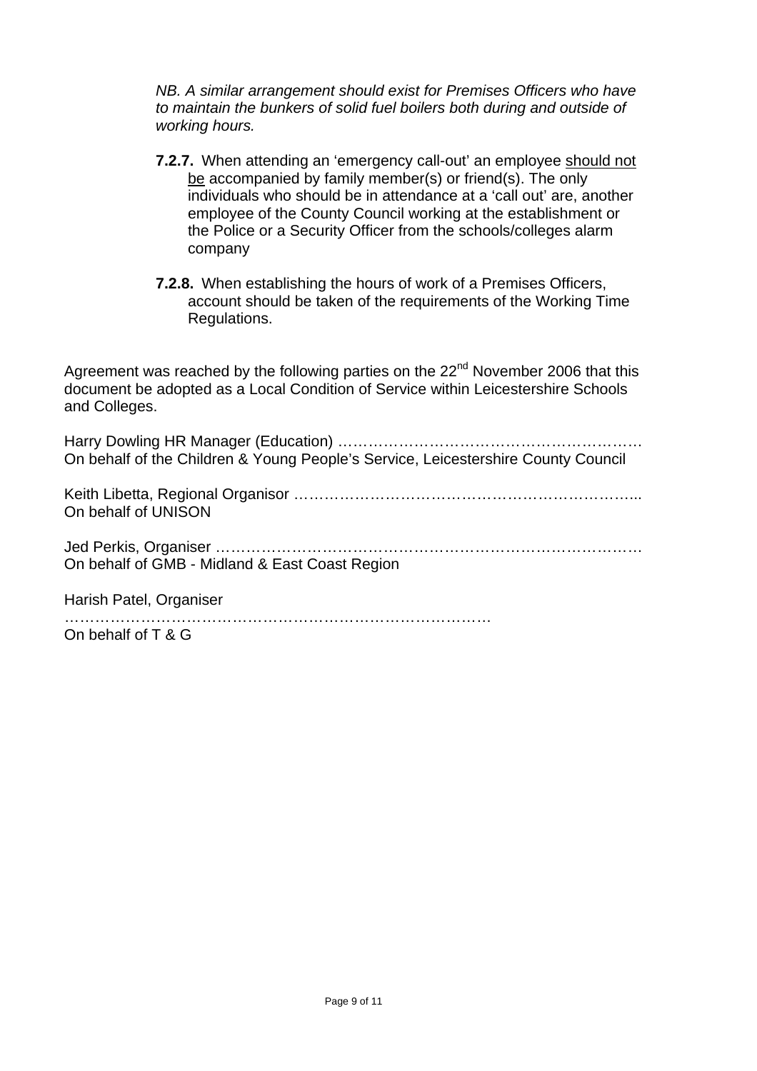*NB. A similar arrangement should exist for Premises Officers who have to maintain the bunkers of solid fuel boilers both during and outside of working hours.*

**7.2.7.** When attending an 'emergency call-out' an employee <u>should not be</u> accompanied by family member(s) or friend(s). The only individuals who should be in attendance at a 'call out' are, another employee of the County Council working at the establishment or the Police or a Security Officer from the schools/colleges alarm company

**7.2.8.** When establishing the hours of work of a Premises Officers, account should be taken of the requirements of the Working Time Regulations.

Agreement was reached by the following parties on the 22nd November 2006 that this document be adopted as a Local Condition of Service within Leicestershire Schools and Colleges.

Harry Dowling HR Manager (Education) …………………………………………………
On behalf of the Children & Young People's Service, Leicestershire County Council

Keith Libetta, Regional Organisor …………………………………………………………..
On behalf of UNISON

Jed Perkis, Organiser ……………………………………………………………………….
On behalf of GMB - Midland & East Coast Region

Harish Patel, Organiser
……………………………………………………………………………
On behalf of T & G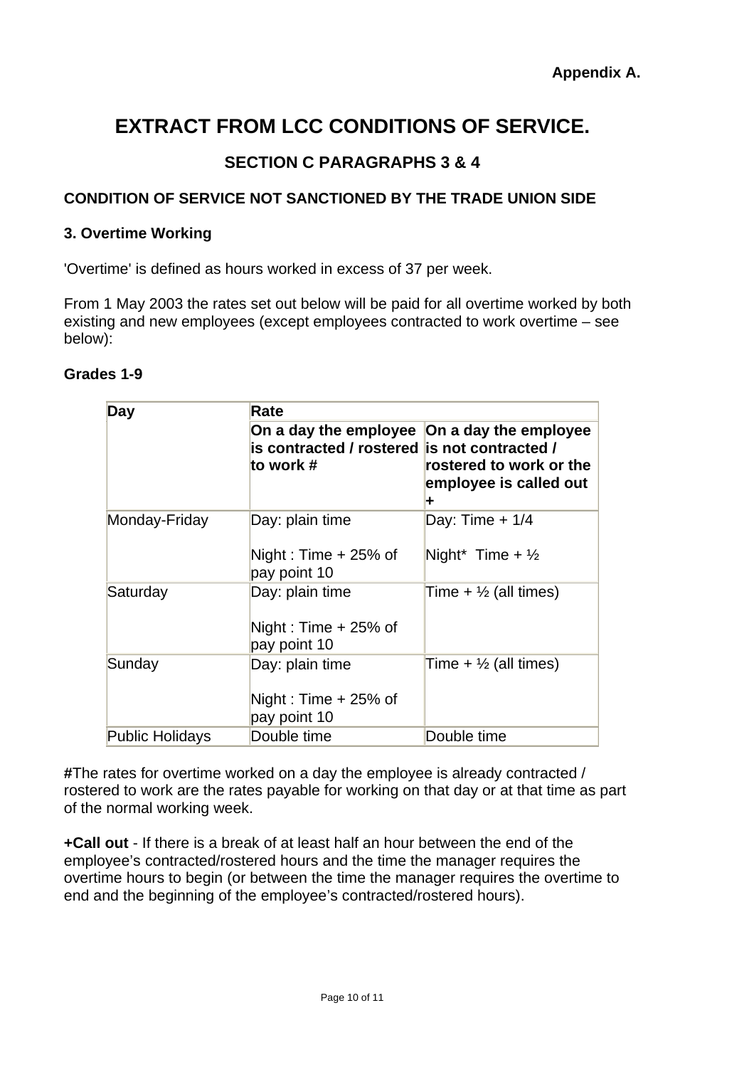**Appendix A.**

# EXTRACT FROM LCC CONDITIONS OF SERVICE.

## SECTION C PARAGRAPHS 3 & 4

### CONDITION OF SERVICE NOT SANCTIONED BY THE TRADE UNION SIDE

### 3. Overtime Working

'Overtime' is defined as hours worked in excess of 37 per week.

From 1 May 2003 the rates set out below will be paid for all overtime worked by both existing and new employees (except employees contracted to work overtime – see below):

**Grades 1-9**

| Day | Rate | |
|---|---|---|
| | **On a day the employee is contracted / rostered to work #** | **On a day the employee is not contracted / rostered to work or the employee is called out +** |
| Monday-Friday | Day: plain time<br><br>Night : Time + 25% of pay point 10 | Day: Time + 1/4<br><br>Night* Time + ½ |
| Saturday | Day: plain time<br><br>Night : Time + 25% of pay point 10 | Time + ½ (all times) |
| Sunday | Day: plain time<br><br>Night : Time + 25% of pay point 10 | Time + ½ (all times) |
| Public Holidays | Double time | Double time |

**#**The rates for overtime worked on a day the employee is already contracted / rostered to work are the rates payable for working on that day or at that time as part of the normal working week.

**+Call out** - If there is a break of at least half an hour between the end of the employee's contracted/rostered hours and the time the manager requires the overtime hours to begin (or between the time the manager requires the overtime to end and the beginning of the employee's contracted/rostered hours).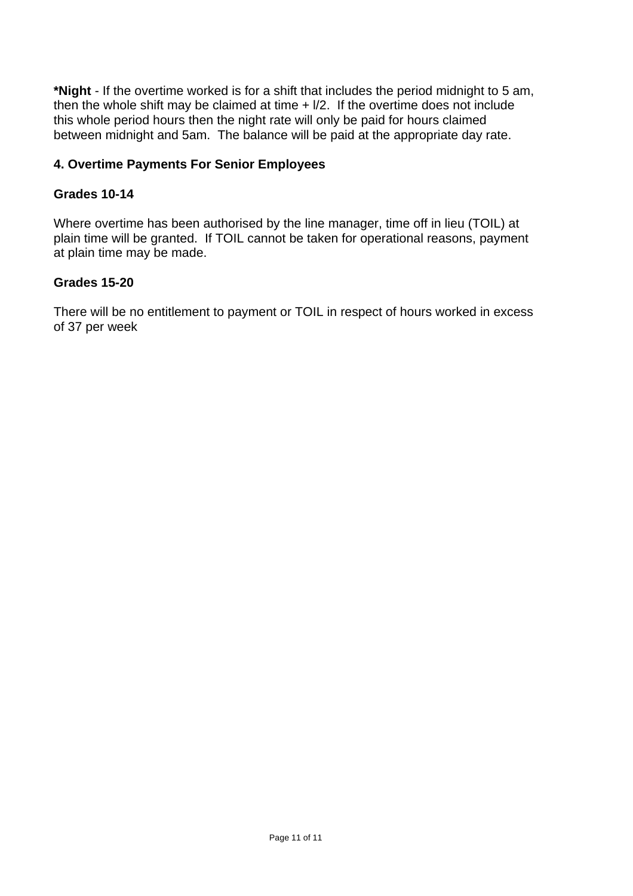**\*Night** - If the overtime worked is for a shift that includes the period midnight to 5 am, then the whole shift may be claimed at time + l/2. If the overtime does not include this whole period hours then the night rate will only be paid for hours claimed between midnight and 5am. The balance will be paid at the appropriate day rate.

### 4. Overtime Payments For Senior Employees

#### Grades 10-14

Where overtime has been authorised by the line manager, time off in lieu (TOIL) at plain time will be granted. If TOIL cannot be taken for operational reasons, payment at plain time may be made.

#### Grades 15-20

There will be no entitlement to payment or TOIL in respect of hours worked in excess of 37 per week